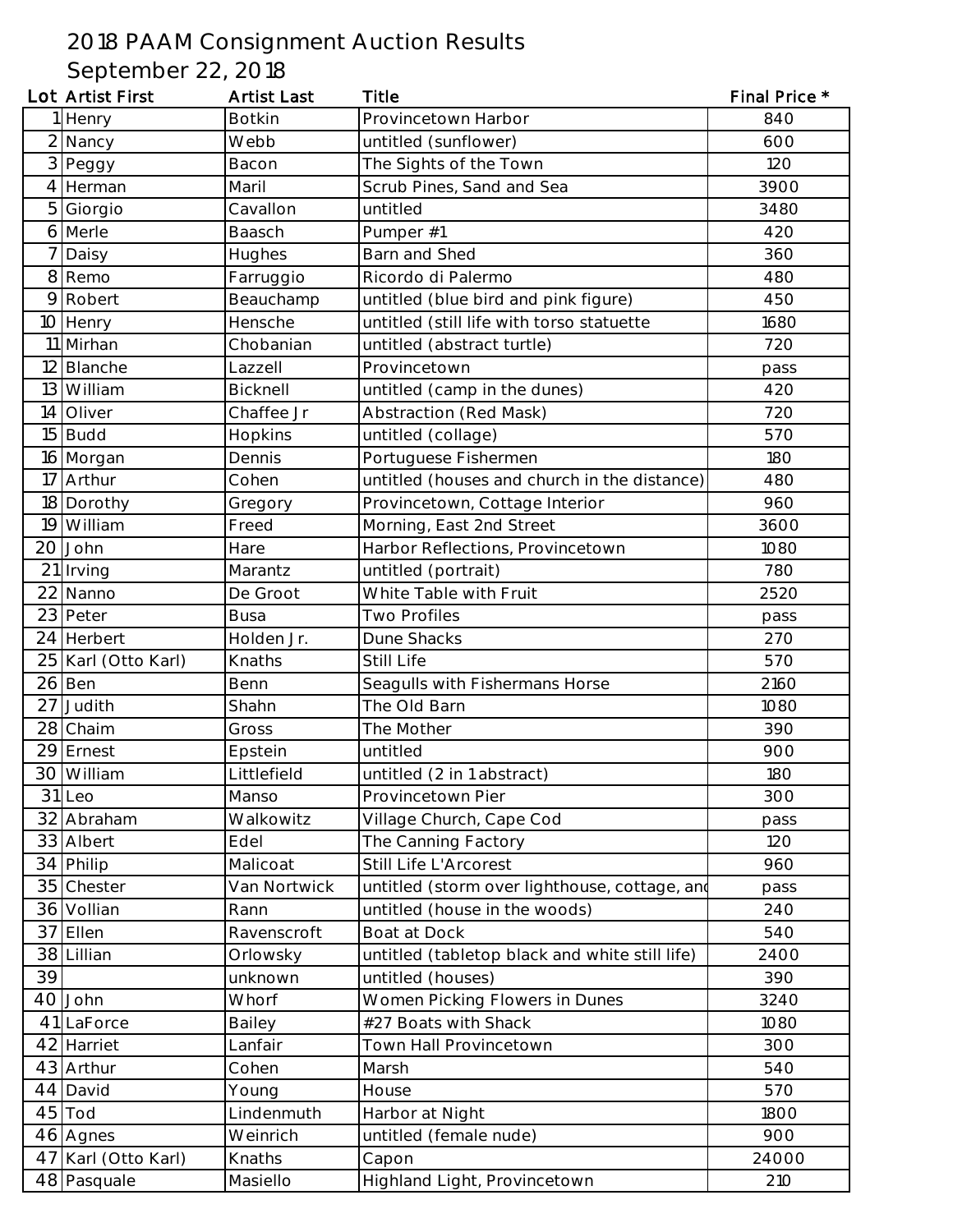# 2018 PAAM Consignment Auction Results

## September 22, 2018

| Lot | Artist First | Artist Last | Title | Final Price * |
|---|---|---|---|---|
| 1 | Henry | Botkin | Provincetown Harbor | 840 |
| 2 | Nancy | Webb | untitled (sunflower) | 600 |
| 3 | Peggy | Bacon | The Sights of the Town | 120 |
| 4 | Herman | Maril | Scrub Pines, Sand and Sea | 3900 |
| 5 | Giorgio | Cavallon | untitled | 3480 |
| 6 | Merle | Baasch | Pumper #1 | 420 |
| 7 | Daisy | Hughes | Barn and Shed | 360 |
| 8 | Remo | Farruggio | Ricordo di Palermo | 480 |
| 9 | Robert | Beauchamp | untitled (blue bird and pink figure) | 450 |
| 10 | Henry | Hensche | untitled (still life with torso statuette | 1680 |
| 11 | Mirhan | Chobanian | untitled (abstract turtle) | 720 |
| 12 | Blanche | Lazzell | Provincetown | pass |
| 13 | William | Bicknell | untitled (camp in the dunes) | 420 |
| 14 | Oliver | Chaffee Jr | Abstraction (Red Mask) | 720 |
| 15 | Budd | Hopkins | untitled (collage) | 570 |
| 16 | Morgan | Dennis | Portuguese Fishermen | 180 |
| 17 | Arthur | Cohen | untitled (houses and church in the distance) | 480 |
| 18 | Dorothy | Gregory | Provincetown, Cottage Interior | 960 |
| 19 | William | Freed | Morning, East 2nd Street | 3600 |
| 20 | John | Hare | Harbor Reflections, Provincetown | 1080 |
| 21 | Irving | Marantz | untitled (portrait) | 780 |
| 22 | Nanno | De Groot | White Table with Fruit | 2520 |
| 23 | Peter | Busa | Two Profiles | pass |
| 24 | Herbert | Holden Jr. | Dune Shacks | 270 |
| 25 | Karl (Otto Karl) | Knaths | Still Life | 570 |
| 26 | Ben | Benn | Seagulls with Fishermans Horse | 2160 |
| 27 | Judith | Shahn | The Old Barn | 1080 |
| 28 | Chaim | Gross | The Mother | 390 |
| 29 | Ernest | Epstein | untitled | 900 |
| 30 | William | Littlefield | untitled (2 in 1 abstract) | 180 |
| 31 | Leo | Manso | Provincetown Pier | 300 |
| 32 | Abraham | Walkowitz | Village Church, Cape Cod | pass |
| 33 | Albert | Edel | The Canning Factory | 120 |
| 34 | Philip | Malicoat | Still Life L'Arcorest | 960 |
| 35 | Chester | Van Nortwick | untitled (storm over lighthouse, cottage, and | pass |
| 36 | Vollian | Rann | untitled (house in the woods) | 240 |
| 37 | Ellen | Ravenscroft | Boat at Dock | 540 |
| 38 | Lillian | Orlowsky | untitled (tabletop black and white still life) | 2400 |
| 39 | | unknown | untitled (houses) | 390 |
| 40 | John | Whorf | Women Picking Flowers in Dunes | 3240 |
| 41 | LaForce | Bailey | #27 Boats with Shack | 1080 |
| 42 | Harriet | Lanfair | Town Hall Provincetown | 300 |
| 43 | Arthur | Cohen | Marsh | 540 |
| 44 | David | Young | House | 570 |
| 45 | Tod | Lindenmuth | Harbor at Night | 1800 |
| 46 | Agnes | Weinrich | untitled (female nude) | 900 |
| 47 | Karl (Otto Karl) | Knaths | Capon | 24000 |
| 48 | Pasquale | Masiello | Highland Light, Provincetown | 210 |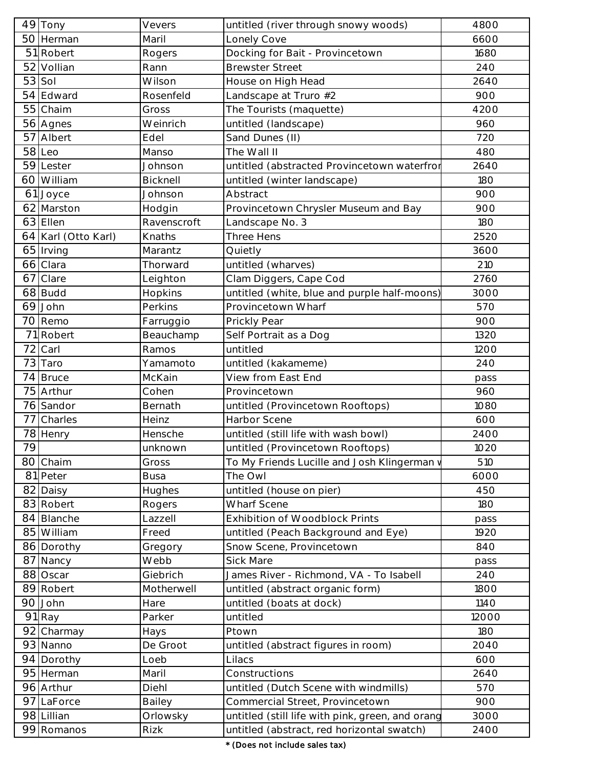| | | | | |
|---|---|---|---|---|
| 49 | Tony | Vevers | untitled (river through snowy woods) | 4800 |
| 50 | Herman | Maril | Lonely Cove | 6600 |
| 51 | Robert | Rogers | Docking for Bait - Provincetown | 1680 |
| 52 | Vollian | Rann | Brewster Street | 240 |
| 53 | Sol | Wilson | House on High Head | 2640 |
| 54 | Edward | Rosenfeld | Landscape at Truro #2 | 900 |
| 55 | Chaim | Gross | The Tourists (maquette) | 4200 |
| 56 | Agnes | Weinrich | untitled (landscape) | 960 |
| 57 | Albert | Edel | Sand Dunes (II) | 720 |
| 58 | Leo | Manso | The Wall II | 480 |
| 59 | Lester | Johnson | untitled (abstracted Provincetown waterfror | 2640 |
| 60 | William | Bicknell | untitled (winter landscape) | 180 |
| 61 | Joyce | Johnson | Abstract | 900 |
| 62 | Marston | Hodgin | Provincetown Chrysler Museum and Bay | 900 |
| 63 | Ellen | Ravenscroft | Landscape No. 3 | 180 |
| 64 | Karl (Otto Karl) | Knaths | Three Hens | 2520 |
| 65 | Irving | Marantz | Quietly | 3600 |
| 66 | Clara | Thorward | untitled (wharves) | 210 |
| 67 | Clare | Leighton | Clam Diggers, Cape Cod | 2760 |
| 68 | Budd | Hopkins | untitled (white, blue and purple half-moons) | 3000 |
| 69 | John | Perkins | Provincetown Wharf | 570 |
| 70 | Remo | Farruggio | Prickly Pear | 900 |
| 71 | Robert | Beauchamp | Self Portrait as a Dog | 1320 |
| 72 | Carl | Ramos | untitled | 1200 |
| 73 | Taro | Yamamoto | untitled (kakameme) | 240 |
| 74 | Bruce | McKain | View from East End | pass |
| 75 | Arthur | Cohen | Provincetown | 960 |
| 76 | Sandor | Bernath | untitled (Provincetown Rooftops) | 1080 |
| 77 | Charles | Heinz | Harbor Scene | 600 |
| 78 | Henry | Hensche | untitled (still life with wash bowl) | 2400 |
| 79 | | unknown | untitled (Provincetown Rooftops) | 1020 |
| 80 | Chaim | Gross | To My Friends Lucille and Josh Klingerman v | 510 |
| 81 | Peter | Busa | The Owl | 6000 |
| 82 | Daisy | Hughes | untitled (house on pier) | 450 |
| 83 | Robert | Rogers | Wharf Scene | 180 |
| 84 | Blanche | Lazzell | Exhibition of Woodblock Prints | pass |
| 85 | William | Freed | untitled (Peach Background and Eye) | 1920 |
| 86 | Dorothy | Gregory | Snow Scene, Provincetown | 840 |
| 87 | Nancy | Webb | Sick Mare | pass |
| 88 | Oscar | Giebrich | James River - Richmond, VA - To Isabell | 240 |
| 89 | Robert | Motherwell | untitled (abstract organic form) | 1800 |
| 90 | John | Hare | untitled (boats at dock) | 1140 |
| 91 | Ray | Parker | untitled | 12000 |
| 92 | Charmay | Hays | Ptown | 180 |
| 93 | Nanno | De Groot | untitled (abstract figures in room) | 2040 |
| 94 | Dorothy | Loeb | Lilacs | 600 |
| 95 | Herman | Maril | Constructions | 2640 |
| 96 | Arthur | Diehl | untitled (Dutch Scene with windmills) | 570 |
| 97 | LaForce | Bailey | Commercial Street, Provincetown | 900 |
| 98 | Lillian | Orlowsky | untitled (still life with pink, green, and orang | 3000 |
| 99 | Romanos | Rizk | untitled (abstract, red horizontal swatch) | 2400 |

* (Does not include sales tax)